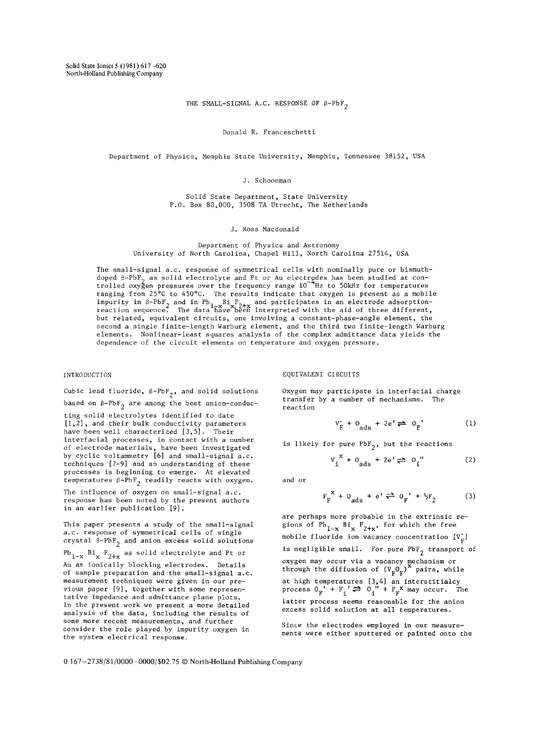# THE SMALL-SIGNAL A.C. RESPONSE OF β-$PbF_2$

Donald R. Franceschetti

Department of Physics, Memphis State University, Memphis, Tennessee 38152, USA

J. Schoonman

Solid State Department, State University
P.O. Box 80,000, 3508 TA Utrecht, The Netherlands

J. Ross Macdonald

Department of Physics and Astronomy
University of North Carolina, Chapel Hill, North Carolina 27514, USA

The small-signal a.c. response of symmetrical cells with nominally pure or bismuth-doped β-$PbF_2$ as solid electrolyte and Pt or Au electrodes has been studied at controlled oxygen pressures over the frequency range $10^{-4}$Hz to 50kHz for temperatures ranging from 25°C to 450°C. The results indicate that oxygen is present as a mobile impurity in β-$PbF_2$ and in $Pb_{1-x}Bi_xF_{2+x}$ and participates in an electrode adsorption-reaction sequence. The data have been interpreted with the aid of three different, but related, equivalent circuits, one involving a constant-phase-angle element, the second a single finite-length Warburg element, and the third two finite-length Warburg elements. Nonlinear-least squares analysis of the complex admittance data yields the dependence of the circuit elements on temperature and oxygen pressure.

## INTRODUCTION

Cubic lead fluoride, β-$PbF_2$, and solid solutions based on β-$PbF_2$ are among the best anion-conducting solid electrolytes identified to date [1,2], and their bulk conductivity parameters have been well characterized [3,5]. Their interfacial processes, in contact with a number of electrode materials, have been investigated by cyclic voltammetry [6] and small-signal a.c. techniques [7-9] and an understanding of these processes is beginning to emerge. At elevated temperatures β-$PbF_2$ readily reacts with oxygen. The influence of oxygen on small-signal a.c. response has been noted by the present authors in an earlier publication [9].

This paper presents a study of the small-signal a.c. response of symmetrical cells of single crystal β-$PbF_2$ and anion excess solid solutions $Pb_{1-x}Bi_xF_{2+x}$ as solid electrolyte and Pt or Au as ionically blocking electrodes. Details of sample preparation and the small-signal a.c. measurement techniques were given in our previous paper [9], together with some representative impedance and admittance plane plots. In the present work we present a more detailed analysis of the data, including the results of some more recent measurements, and further consider the role played by impurity oxygen in the system electrical response.

## EQUIVALENT CIRCUITS

Oxygen may participate in interfacial charge transfer by a number of mechanisms. The reaction

$$V_F^{\cdot} + O_{ads} + 2e' \rightleftharpoons O_F' \tag{1}$$

is likely for pure $PbF_2$, but the reactions

$$V_i^{x} + O_{ads} + 2e' \rightleftharpoons O_i'' \tag{2}$$

and or

$$F_F^{x} + O_{ads} + e' \rightleftharpoons O_F' + \tfrac{1}{2}F_2 \tag{3}$$

are perhaps more probable in the extrinsic regions of $Pb_{1-x}Bi_xF_{2+x}$, for which the free mobile fluoride ion vacancy concentration $[V_F^{\cdot}]$ is negligible small. For pure $PbF_2$ transport of oxygen may occur via a vacancy mechanism or through the diffusion of $(V_FO_F)^x$ pairs, while at high temperatures [3,4] an interstitialcy process $O_F' + F_i' \rightleftharpoons O_i'' + F_F^x$ may occur. The latter process seems reasonable for the anion excess solid solution at all temperatures.

Since the electrodes employed in our measurements were either sputtered or painted onto the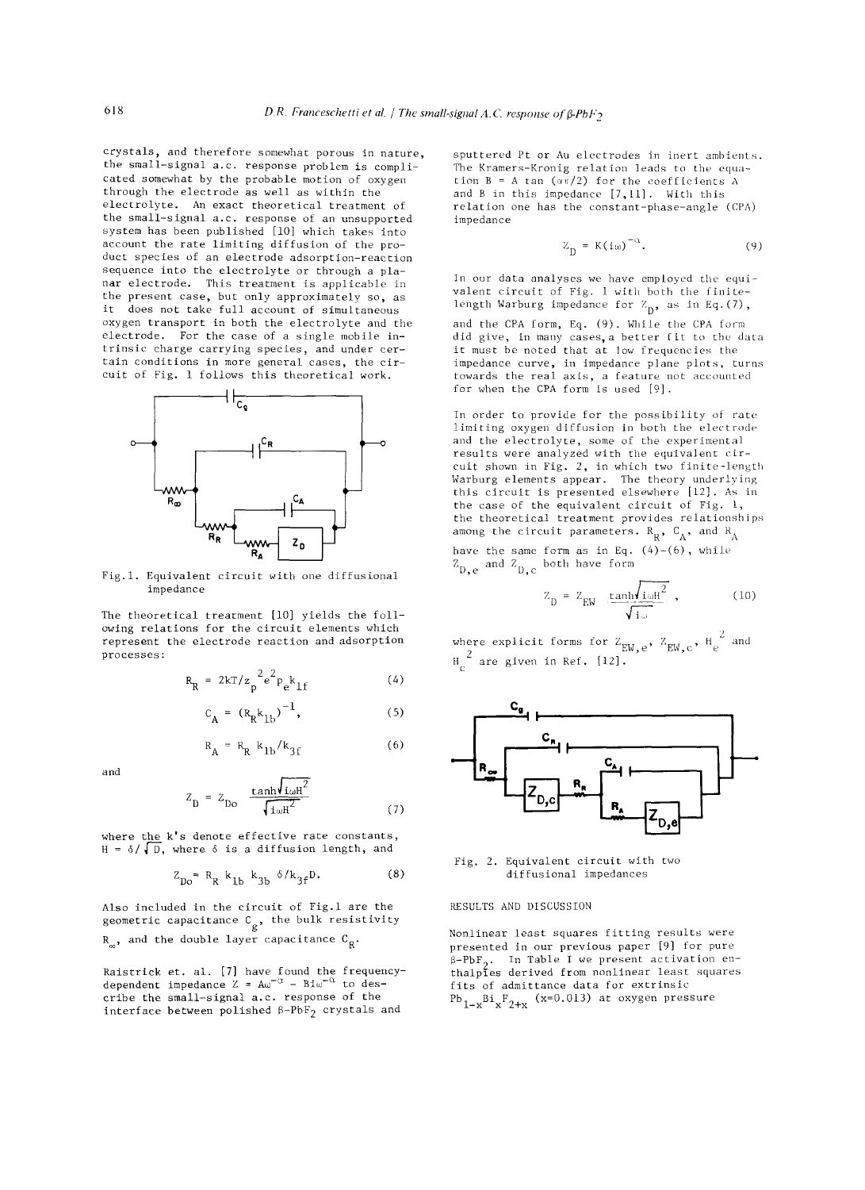crystals, and therefore somewhat porous in nature, the small-signal a.c. response problem is complicated somewhat by the probable motion of oxygen through the electrode as well as within the electrolyte. An exact theoretical treatment of the small-signal a.c. response of an unsupported system has been published [10] which takes into account the rate limiting diffusion of the product species of an electrode adsorption-reaction sequence into the electrolyte or through a planar electrode. This treatment is applicable in the present case, but only approximately so, as it does not take full account of simultaneous oxygen transport in both the electrolyte and the electrode. For the case of a single mobile intrinsic charge carrying species, and under certain conditions in more general cases, the circuit of Fig. 1 follows this theoretical work.

Fig.1. Equivalent circuit with one diffusional impedance

The theoretical treatment [10] yields the following relations for the circuit elements which represent the electrode reaction and adsorption processes:

$$R_R = 2kT/z_p^2 e^2 p_e k_{1f} \tag{4}$$

$$C_A = (R_R k_{1b})^{-1}, \tag{5}$$

$$R_A = R_R k_{1b}/k_{3f} \tag{6}$$

and

$$Z_D = Z_{Do} \frac{\tanh\sqrt{i\omega H^2}}{\sqrt{i\omega H^2}} \tag{7}$$

where the k's denote effective rate constants, $H = \delta/\sqrt{D}$, where $\delta$ is a diffusion length, and

$$Z_{Do} = R_R k_{1b} k_{3b} \delta/k_{3f} D. \tag{8}$$

Also included in the circuit of Fig.1 are the geometric capacitance $C_g$, the bulk resistivity $R_\infty$, and the double layer capacitance $C_R$.

Raistrick et. al. [7] have found the frequency-dependent impedance $Z = A\omega^{-\alpha} - Bi\omega^{-\alpha}$ to describe the small-signal a.c. response of the interface between polished $\beta$-$PbF_2$ crystals and sputtered Pt or Au electrodes in inert ambients. The Kramers-Kronig relation leads to the equation $B = A \tan(\alpha\pi/2)$ for the coefficients A and B in this impedance [7,11]. With this relation one has the constant-phase-angle (CPA) impedance

$$Z_D = K(i\omega)^{-\alpha}. \tag{9}$$

In our data analyses we have employed the equivalent circuit of Fig. 1 with both the finite-length Warburg impedance for $Z_D$, as in Eq.(7), and the CPA form, Eq. (9). While the CPA form did give, in many cases, a better fit to the data it must be noted that at low frequencies the impedance curve, in impedance plane plots, turns towards the real axis, a feature not accounted for when the CPA form is used [9].

In order to provide for the possibility of rate limiting oxygen diffusion in both the electrode and the electrolyte, some of the experimental results were analyzed with the equivalent circuit shown in Fig. 2, in which two finite-length Warburg elements appear. The theory underlying this circuit is presented elsewhere [12]. As in the case of the equivalent circuit of Fig. 1, the theoretical treatment provides relationships among the circuit parameters. $R_R$, $C_A$, and $R_A$ have the same form as in Eq. (4)-(6), while $Z_{D,e}$ and $Z_{D,c}$ both have form

$$Z_D = Z_{EW} \frac{\tanh\sqrt{i\omega H^2}}{\sqrt{i\omega}}, \tag{10}$$

where explicit forms for $Z_{EW,e}$, $Z_{EW,c}$, $H_e^2$ and $H_c^2$ are given in Ref. [12].

Fig. 2. Equivalent circuit with two diffusional impedances

## RESULTS AND DISCUSSION

Nonlinear least squares fitting results were presented in our previous paper [9] for pure $\beta$-$PbF_2$. In Table I we present activation enthalpies derived from nonlinear least squares fits of admittance data for extrinsic $Pb_{1-x}Bi_xF_{2+x}$ (x=0.013) at oxygen pressure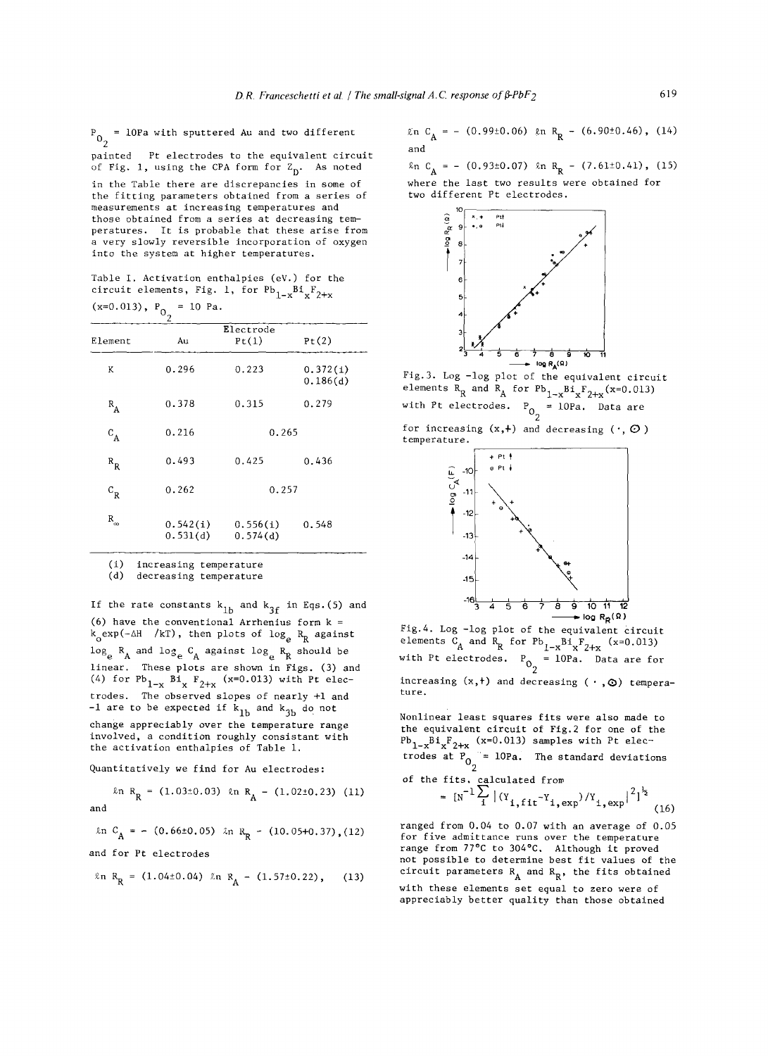$P_{O_2}$ = 10Pa with sputtered Au and two different painted Pt electrodes to the equivalent circuit of Fig. 1, using the CPA form for $Z_D$. As noted in the Table there are discrepancies in some of the fitting parameters obtained from a series of measurements at increasing temperatures and those obtained from a series at decreasing temperatures. It is probable that these arise from a very slowly reversible incorporation of oxygen into the system at higher temperatures.

Table I. Activation enthalpies (eV.) for the circuit elements, Fig. 1, for $Pb_{1-x}Bi_xF_{2+x}$ (x=0.013), $P_{O_2}$ = 10 Pa.

| Element | Electrode Au | Pt(1) | Pt(2) |
|---|---|---|---|
| K | 0.296 | 0.223 | 0.372(i)<br>0.186(d) |
| $R_A$ | 0.378 | 0.315 | 0.279 |
| $C_A$ | 0.216 | 0.265 | |
| $R_R$ | 0.493 | 0.425 | 0.436 |
| $C_R$ | 0.262 | 0.257 | |
| $R_\infty$ | 0.542(i)<br>0.531(d) | 0.556(i)<br>0.574(d) | 0.548 |

(i) increasing temperature
(d) decreasing temperature

If the rate constants $k_{1b}$ and $k_{3f}$ in Eqs.(5) and (6) have the conventional Arrhenius form $k = k_o\exp(-\Delta H\ /kT)$, then plots of $\log_e R_R$ against $\log_e R_A$ and $\log_e C_A$ against $\log_e R_R$ should be linear. These plots are shown in Figs. (3) and (4) for $Pb_{1-x}Bi_xF_{2+x}$ (x=0.013) with Pt electrodes. The observed slopes of nearly +1 and -1 are to be expected if $k_{1b}$ and $k_{3b}$ do not change appreciably over the temperature range involved, a condition roughly consistant with the activation enthalpies of Table 1.

Quantitatively we find for Au electrodes:

$$\ln R_R = (1.03\pm0.03)\ \ln R_A - (1.02\pm0.23) \quad (11)$$

and

$$\ln C_A = -\ (0.66\pm0.05)\ \ln R_R - (10.05+0.37), \quad (12)$$

and for Pt electrodes

$$\ln R_R = (1.04\pm0.04)\ \ln R_A - (1.57\pm0.22), \quad (13)$$

$$\ln C_A = -\ (0.99\pm0.06)\ \ln R_R - (6.90\pm0.46), \quad (14)$$

and

$$\ln C_A = -\ (0.93\pm0.07)\ \ln R_R - (7.61\pm0.41), \quad (15)$$

where the last two results were obtained for two different Pt electrodes.

Fig.3. Log -log plot of the equivalent circuit elements $R_R$ and $R_A$ for $Pb_{1-x}Bi_xF_{2+x}$(x=0.013) with Pt electrodes. $P_{O_2}$ = 10Pa. Data are for increasing (x,+) and decreasing (·, ⊙) temperature.

Fig.4. Log -log plot of the equivalent circuit elements $C_A$ and $R_R$ for $Pb_{1-x}Bi_xF_{2+x}$ (x=0.013) with Pt electrodes. $P_{O_2}$ = 10Pa. Data are for increasing (x,+) and decreasing ( · ,⊙) temperature.

Nonlinear least squares fits were also made to the equivalent circuit of Fig.2 for one of the $Pb_{1-x}Bi_xF_{2+x}$ (x=0.013) samples with Pt electrodes at $P_{O_2}$ = 10Pa. The standard deviations of the fits, calculated from

$$= [N^{-1}\sum_i |(Y_{i,fit}-Y_{i,exp})/Y_{i,exp}|^2]^{\frac{1}{2}} \quad (16)$$

ranged from 0.04 to 0.07 with an average of 0.05 for five admittance runs over the temperature range from 77°C to 304°C. Although it proved not possible to determine best fit values of the circuit parameters $R_A$ and $R_R$, the fits obtained with these elements set equal to zero were of appreciably better quality than those obtained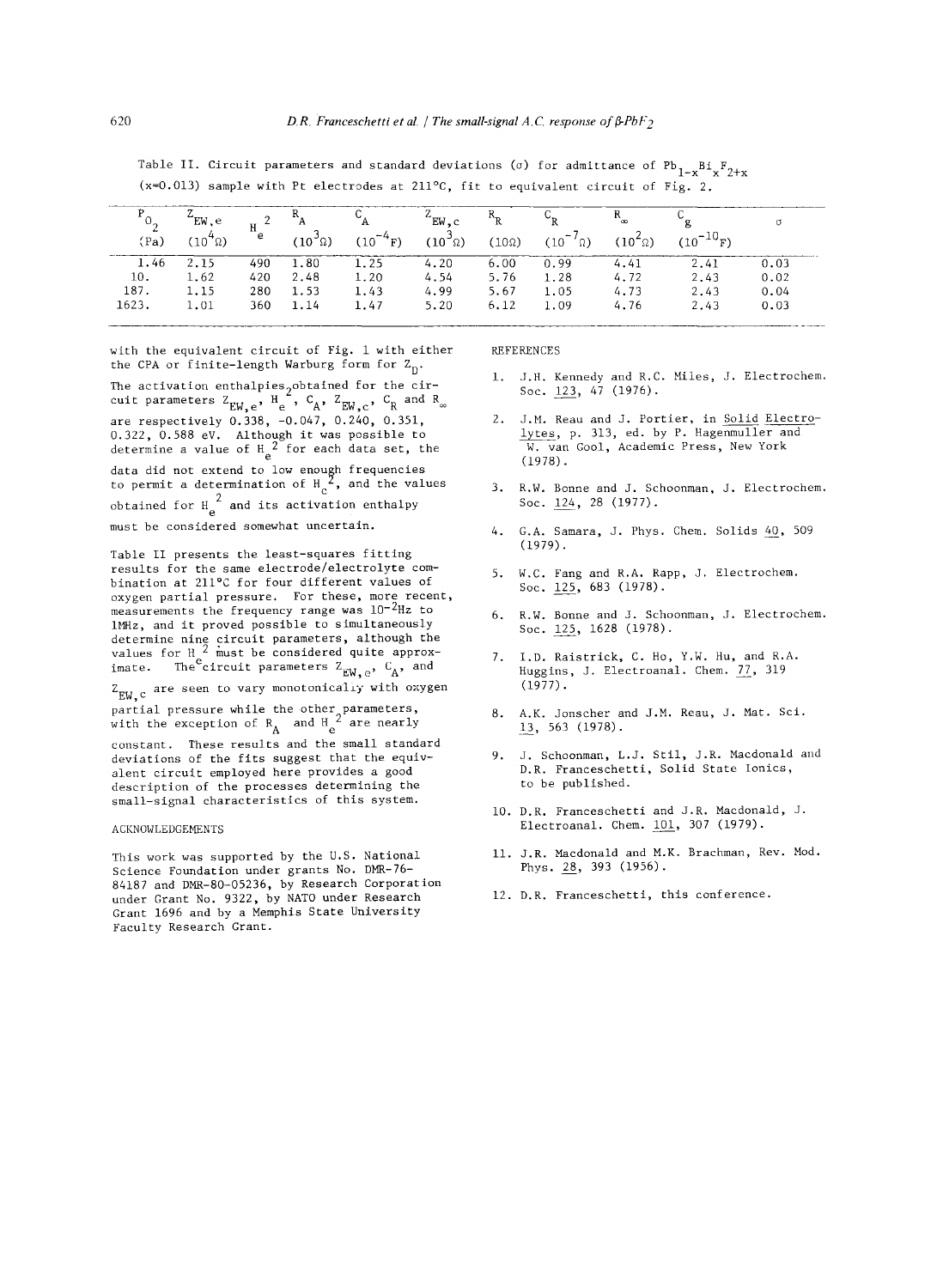Table II. Circuit parameters and standard deviations (σ) for admittance of $Pb_{1-x}Bi_xF_{2+x}$ (x=0.013) sample with Pt electrodes at 211°C, fit to equivalent circuit of Fig. 2.

| $P_{O_2}$ (Pa) | $Z_{EW,e}$ ($10^4\Omega$) | $H_e^2$ | $R_A$ ($10^3\Omega$) | $C_A$ ($10^{-4}$F) | $Z_{EW,c}$ ($10^3\Omega$) | $R_R$ ($10\Omega$) | $C_R$ ($10^{-7}\Omega$) | $R_\infty$ ($10^2\Omega$) | $C_g$ ($10^{-10}$F) | σ |
|---|---|---|---|---|---|---|---|---|---|---|
| 1.46 | 2.15 | 490 | 1.80 | 1.25 | 4.20 | 6.00 | 0.99 | 4.41 | 2.41 | 0.03 |
| 10. | 1.62 | 420 | 2.48 | 1.20 | 4.54 | 5.76 | 1.28 | 4.72 | 2.43 | 0.02 |
| 187. | 1.15 | 280 | 1.53 | 1.43 | 4.99 | 5.67 | 1.05 | 4.73 | 2.43 | 0.04 |
| 1623. | 1.01 | 360 | 1.14 | 1.47 | 5.20 | 6.12 | 1.09 | 4.76 | 2.43 | 0.03 |

with the equivalent circuit of Fig. 1 with either the CPA or finite-length Warburg form for $Z_D$.

The activation enthalpies obtained for the circuit parameters $Z_{EW,e}$, $H_e^2$, $C_A$, $Z_{EW,c}$, $C_R$ and $R_\infty$ are respectively 0.338, -0.047, 0.240, 0.351, 0.322, 0.588 eV. Although it was possible to determine a value of $H_e^2$ for each data set, the data did not extend to low enough frequencies to permit a determination of $H_c^2$, and the values obtained for $H_e^2$ and its activation enthalpy must be considered somewhat uncertain.

Table II presents the least-squares fitting results for the same electrode/electrolyte combination at 211°C for four different values of oxygen partial pressure. For these, more recent, measurements the frequency range was $10^{-2}$Hz to 1MHz, and it proved possible to simultaneously determine nine circuit parameters, although the values for $H_e^2$ must be considered quite approximate. The circuit parameters $Z_{EW,e}$, $C_A$, and $Z_{EW,c}$ are seen to vary monotonically with oxygen partial pressure while the other parameters, with the exception of $R_A$ and $H_e^2$ are nearly constant. These results and the small standard deviations of the fits suggest that the equivalent circuit employed here provides a good description of the processes determining the small-signal characteristics of this system.

## ACKNOWLEDGEMENTS

This work was supported by the U.S. National Science Foundation under grants No. DMR-76-84187 and DMR-80-05236, by Research Corporation under Grant No. 9322, by NATO under Research Grant 1696 and by a Memphis State University Faculty Research Grant.

## REFERENCES

1. J.H. Kennedy and R.C. Miles, J. Electrochem. Soc. 123, 47 (1976).
2. J.M. Reau and J. Portier, in Solid Electrolytes, p. 313, ed. by P. Hagenmuller and W. van Gool, Academic Press, New York (1978).
3. R.W. Bonne and J. Schoonman, J. Electrochem. Soc. 124, 28 (1977).
4. G.A. Samara, J. Phys. Chem. Solids 40, 509 (1979).
5. W.C. Fang and R.A. Rapp, J. Electrochem. Soc. 125, 683 (1978).
6. R.W. Bonne and J. Schoonman, J. Electrochem. Soc. 125, 1628 (1978).
7. I.D. Raistrick, C. Ho, Y.W. Hu, and R.A. Huggins, J. Electroanal. Chem. 77, 319 (1977).
8. A.K. Jonscher and J.M. Reau, J. Mat. Sci. 13, 563 (1978).
9. J. Schoonman, L.J. Stil, J.R. Macdonald and D.R. Franceschetti, Solid State Ionics, to be published.
10. D.R. Franceschetti and J.R. Macdonald, J. Electroanal. Chem. 101, 307 (1979).
11. J.R. Macdonald and M.K. Brachman, Rev. Mod. Phys. 28, 393 (1956).
12. D.R. Franceschetti, this conference.